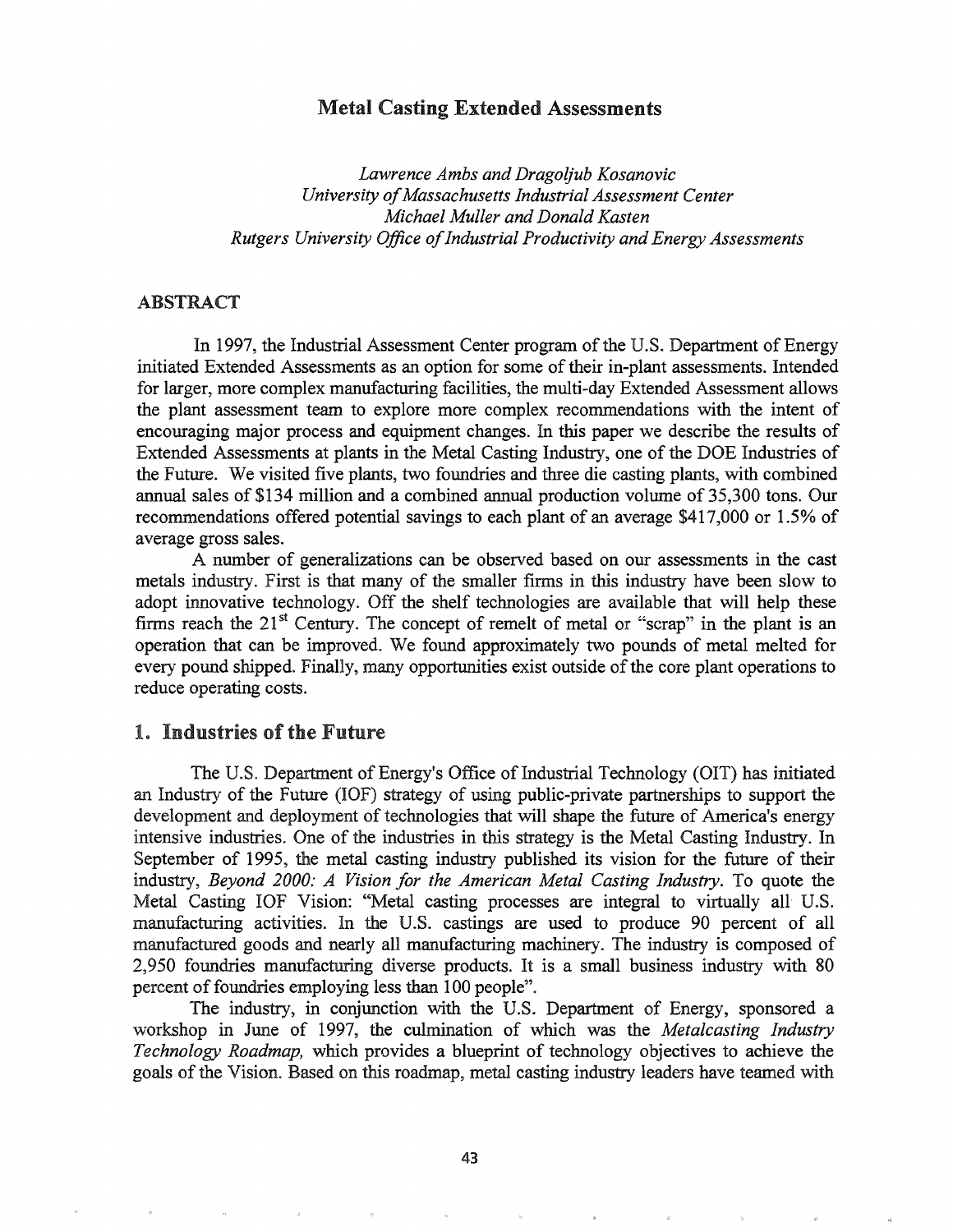# Metal Casting Extended Assessments

*Lawrence Ambs and Dragoljub Kosanovic*
*University of Massachusetts Industrial Assessment Center*
*Michael Muller and Donald Kasten*
*Rutgers University Office of Industrial Productivity and Energy Assessments*

## ABSTRACT

In 1997, the Industrial Assessment Center program of the U.S. Department of Energy initiated Extended Assessments as an option for some of their in-plant assessments. Intended for larger, more complex manufacturing facilities, the multi-day Extended Assessment allows the plant assessment team to explore more complex recommendations with the intent of encouraging major process and equipment changes. In this paper we describe the results of Extended Assessments at plants in the Metal Casting Industry, one of the DOE Industries of the Future. We visited five plants, two foundries and three die casting plants, with combined annual sales of $134 million and a combined annual production volume of 35,300 tons. Our recommendations offered potential savings to each plant of an average $417,000 or 1.5% of average gross sales.

A number of generalizations can be observed based on our assessments in the cast metals industry. First is that many of the smaller firms in this industry have been slow to adopt innovative technology. Off the shelf technologies are available that will help these firms reach the 21st Century. The concept of remelt of metal or "scrap" in the plant is an operation that can be improved. We found approximately two pounds of metal melted for every pound shipped. Finally, many opportunities exist outside of the core plant operations to reduce operating costs.

## 1. Industries of the Future

The U.S. Department of Energy's Office of Industrial Technology (OIT) has initiated an Industry of the Future (IOF) strategy of using public-private partnerships to support the development and deployment of technologies that will shape the future of America's energy intensive industries. One of the industries in this strategy is the Metal Casting Industry. In September of 1995, the metal casting industry published its vision for the future of their industry, *Beyond 2000: A Vision for the American Metal Casting Industry*. To quote the Metal Casting IOF Vision: "Metal casting processes are integral to virtually all U.S. manufacturing activities. In the U.S. castings are used to produce 90 percent of all manufactured goods and nearly all manufacturing machinery. The industry is composed of 2,950 foundries manufacturing diverse products. It is a small business industry with 80 percent of foundries employing less than 100 people".

The industry, in conjunction with the U.S. Department of Energy, sponsored a workshop in June of 1997, the culmination of which was the *Metalcasting Industry Technology Roadmap,* which provides a blueprint of technology objectives to achieve the goals of the Vision. Based on this roadmap, metal casting industry leaders have teamed with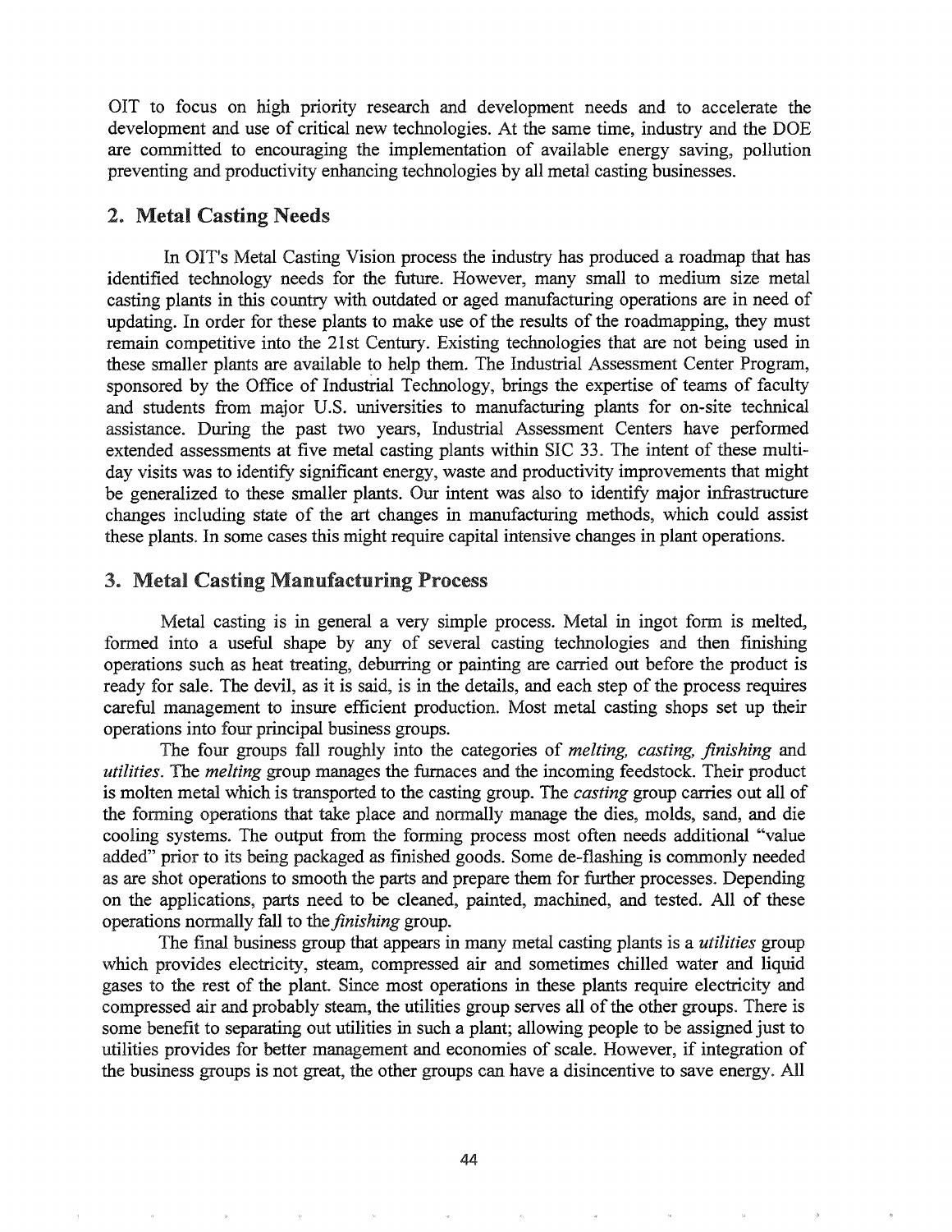OIT to focus on high priority research and development needs and to accelerate the development and use of critical new technologies. At the same time, industry and the DOE are committed to encouraging the implementation of available energy saving, pollution preventing and productivity enhancing technologies by all metal casting businesses.

## 2. Metal Casting Needs

In OIT's Metal Casting Vision process the industry has produced a roadmap that has identified technology needs for the future. However, many small to medium size metal casting plants in this country with outdated or aged manufacturing operations are in need of updating. In order for these plants to make use of the results of the roadmapping, they must remain competitive into the 21st Century. Existing technologies that are not being used in these smaller plants are available to help them. The Industrial Assessment Center Program, sponsored by the Office of Industrial Technology, brings the expertise of teams of faculty and students from major U.S. universities to manufacturing plants for on-site technical assistance. During the past two years, Industrial Assessment Centers have performed extended assessments at five metal casting plants within SIC 33. The intent of these multi-day visits was to identify significant energy, waste and productivity improvements that might be generalized to these smaller plants. Our intent was also to identify major infrastructure changes including state of the art changes in manufacturing methods, which could assist these plants. In some cases this might require capital intensive changes in plant operations.

## 3. Metal Casting Manufacturing Process

Metal casting is in general a very simple process. Metal in ingot form is melted, formed into a useful shape by any of several casting technologies and then finishing operations such as heat treating, deburring or painting are carried out before the product is ready for sale. The devil, as it is said, is in the details, and each step of the process requires careful management to insure efficient production. Most metal casting shops set up their operations into four principal business groups.

The four groups fall roughly into the categories of *melting, casting, finishing* and *utilities*. The *melting* group manages the furnaces and the incoming feedstock. Their product is molten metal which is transported to the casting group. The *casting* group carries out all of the forming operations that take place and normally manage the dies, molds, sand, and die cooling systems. The output from the forming process most often needs additional "value added" prior to its being packaged as finished goods. Some de-flashing is commonly needed as are shot operations to smooth the parts and prepare them for further processes. Depending on the applications, parts need to be cleaned, painted, machined, and tested. All of these operations normally fall to the *finishing* group.

The final business group that appears in many metal casting plants is a *utilities* group which provides electricity, steam, compressed air and sometimes chilled water and liquid gases to the rest of the plant. Since most operations in these plants require electricity and compressed air and probably steam, the utilities group serves all of the other groups. There is some benefit to separating out utilities in such a plant; allowing people to be assigned just to utilities provides for better management and economies of scale. However, if integration of the business groups is not great, the other groups can have a disincentive to save energy. All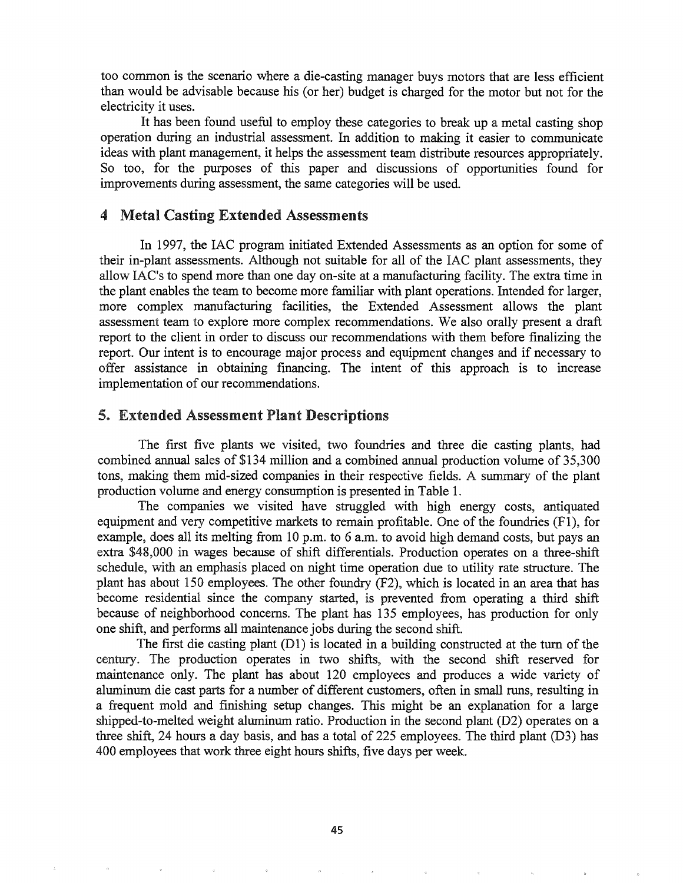too common is the scenario where a die-casting manager buys motors that are less efficient than would be advisable because his (or her) budget is charged for the motor but not for the electricity it uses.

It has been found useful to employ these categories to break up a metal casting shop operation during an industrial assessment. In addition to making it easier to communicate ideas with plant management, it helps the assessment team distribute resources appropriately. So too, for the purposes of this paper and discussions of opportunities found for improvements during assessment, the same categories will be used.

## 4 Metal Casting Extended Assessments

In 1997, the IAC program initiated Extended Assessments as an option for some of their in-plant assessments. Although not suitable for all of the IAC plant assessments, they allow IAC's to spend more than one day on-site at a manufacturing facility. The extra time in the plant enables the team to become more familiar with plant operations. Intended for larger, more complex manufacturing facilities, the Extended Assessment allows the plant assessment team to explore more complex recommendations. We also orally present a draft report to the client in order to discuss our recommendations with them before finalizing the report. Our intent is to encourage major process and equipment changes and if necessary to offer assistance in obtaining financing. The intent of this approach is to increase implementation of our recommendations.

## 5. Extended Assessment Plant Descriptions

The first five plants we visited, two foundries and three die casting plants, had combined annual sales of $134 million and a combined annual production volume of 35,300 tons, making them mid-sized companies in their respective fields. A summary of the plant production volume and energy consumption is presented in Table 1.

The companies we visited have struggled with high energy costs, antiquated equipment and very competitive markets to remain profitable. One of the foundries (F1), for example, does all its melting from 10 p.m. to 6 a.m. to avoid high demand costs, but pays an extra $48,000 in wages because of shift differentials. Production operates on a three-shift schedule, with an emphasis placed on night time operation due to utility rate structure. The plant has about 150 employees. The other foundry (F2), which is located in an area that has become residential since the company started, is prevented from operating a third shift because of neighborhood concerns. The plant has 135 employees, has production for only one shift, and performs all maintenance jobs during the second shift.

The first die casting plant (D1) is located in a building constructed at the turn of the century. The production operates in two shifts, with the second shift reserved for maintenance only. The plant has about 120 employees and produces a wide variety of aluminum die cast parts for a number of different customers, often in small runs, resulting in a frequent mold and finishing setup changes. This might be an explanation for a large shipped-to-melted weight aluminum ratio. Production in the second plant (D2) operates on a three shift, 24 hours a day basis, and has a total of 225 employees. The third plant (D3) has 400 employees that work three eight hours shifts, five days per week.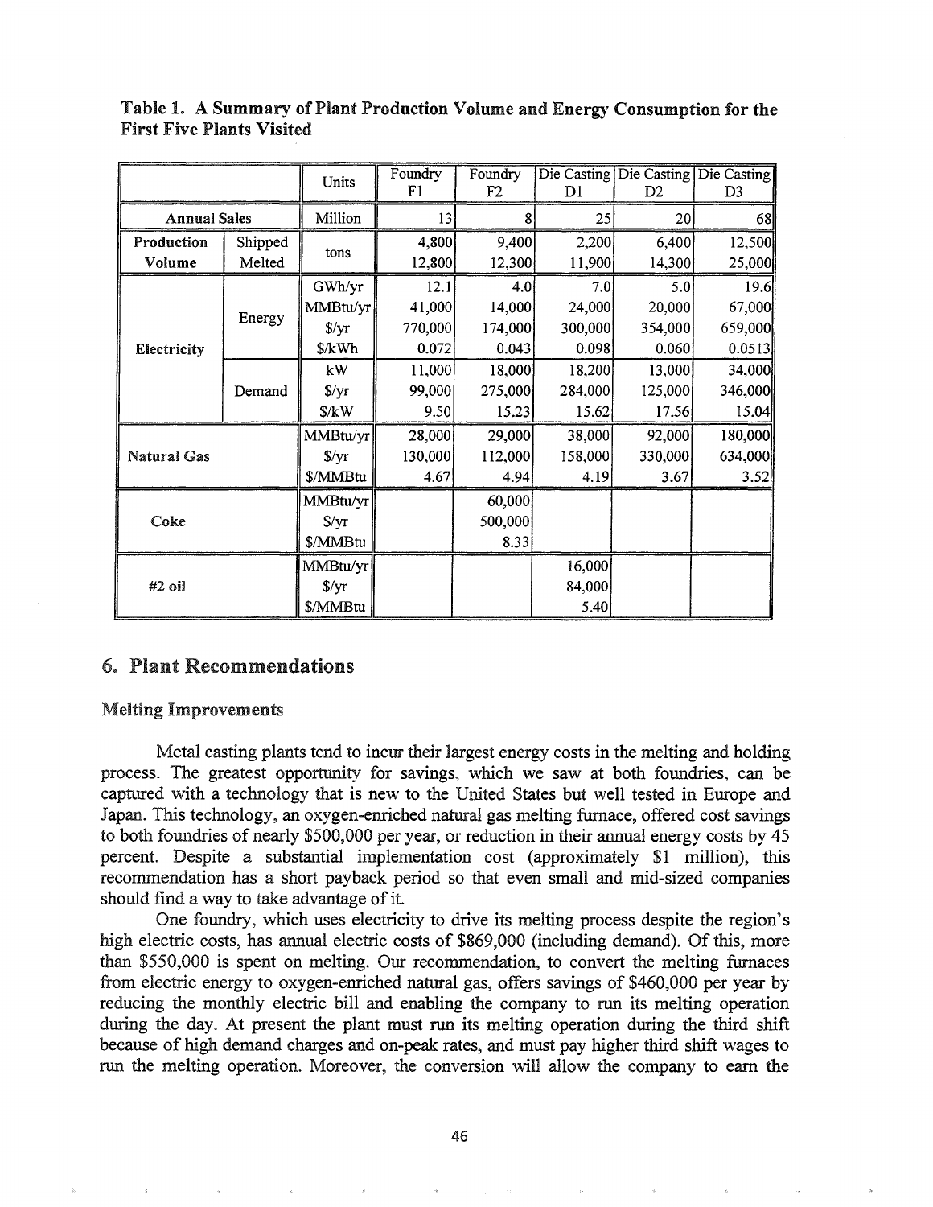**Table 1. A Summary of Plant Production Volume and Energy Consumption for the First Five Plants Visited**

| | | Units | Foundry F1 | Foundry F2 | Die Casting D1 | Die Casting D2 | Die Casting D3 |
|---|---|---|---|---|---|---|---|
| Annual Sales | | Million | 13 | 8 | 25 | 20 | 68 |
| Production Volume | Shipped | tons | 4,800 | 9,400 | 2,200 | 6,400 | 12,500 |
| | Melted | | 12,800 | 12,300 | 11,900 | 14,300 | 25,000 |
| Electricity | Energy | GWh/yr | 12.1 | 4.0 | 7.0 | 5.0 | 19.6 |
| | | MMBtu/yr | 41,000 | 14,000 | 24,000 | 20,000 | 67,000 |
| | | $/yr | 770,000 | 174,000 | 300,000 | 354,000 | 659,000 |
| | | $/kWh | 0.072 | 0.043 | 0.098 | 0.060 | 0.0513 |
| | Demand | kW | 11,000 | 18,000 | 18,200 | 13,000 | 34,000 |
| | | $/yr | 99,000 | 275,000 | 284,000 | 125,000 | 346,000 |
| | | $/kW | 9.50 | 15.23 | 15.62 | 17.56 | 15.04 |
| Natural Gas | | MMBtu/yr | 28,000 | 29,000 | 38,000 | 92,000 | 180,000 |
| | | $/yr | 130,000 | 112,000 | 158,000 | 330,000 | 634,000 |
| | | $/MMBtu | 4.67 | 4.94 | 4.19 | 3.67 | 3.52 |
| Coke | | MMBtu/yr | | 60,000 | | | |
| | | $/yr | | 500,000 | | | |
| | | $/MMBtu | | 8.33 | | | |
| #2 oil | | MMBtu/yr | | | 16,000 | | |
| | | $/yr | | | 84,000 | | |
| | | $/MMBtu | | | 5.40 | | |

## 6. Plant Recommendations

### Melting Improvements

Metal casting plants tend to incur their largest energy costs in the melting and holding process. The greatest opportunity for savings, which we saw at both foundries, can be captured with a technology that is new to the United States but well tested in Europe and Japan. This technology, an oxygen-enriched natural gas melting furnace, offered cost savings to both foundries of nearly $500,000 per year, or reduction in their annual energy costs by 45 percent. Despite a substantial implementation cost (approximately $1 million), this recommendation has a short payback period so that even small and mid-sized companies should find a way to take advantage of it.

One foundry, which uses electricity to drive its melting process despite the region's high electric costs, has annual electric costs of $869,000 (including demand). Of this, more than $550,000 is spent on melting. Our recommendation, to convert the melting furnaces from electric energy to oxygen-enriched natural gas, offers savings of $460,000 per year by reducing the monthly electric bill and enabling the company to run its melting operation during the day. At present the plant must run its melting operation during the third shift because of high demand charges and on-peak rates, and must pay higher third shift wages to run the melting operation. Moreover, the conversion will allow the company to earn the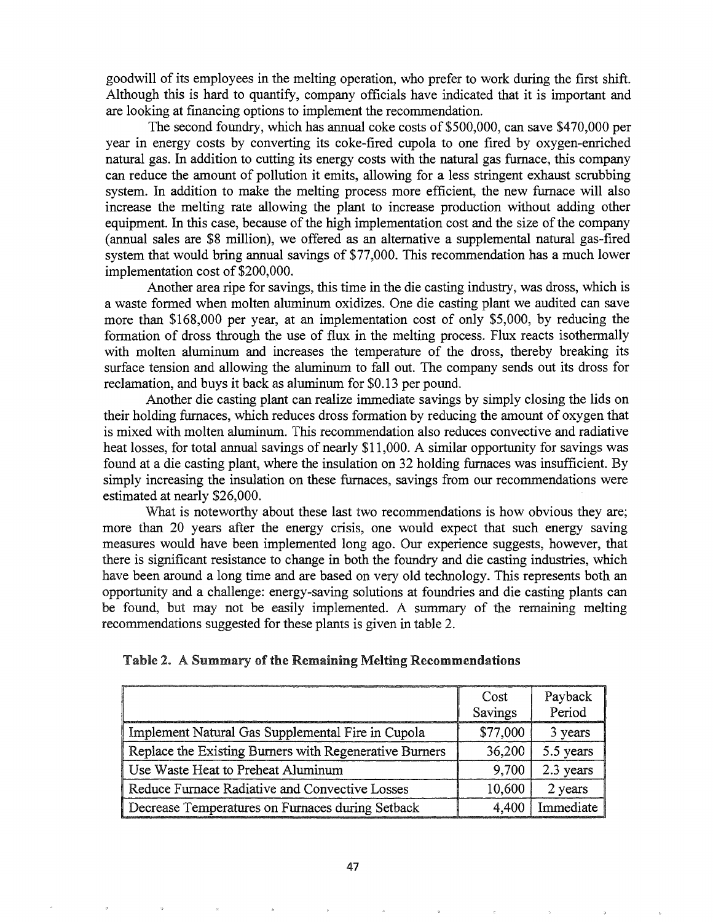goodwill of its employees in the melting operation, who prefer to work during the first shift. Although this is hard to quantify, company officials have indicated that it is important and are looking at financing options to implement the recommendation.

The second foundry, which has annual coke costs of $500,000, can save $470,000 per year in energy costs by converting its coke-fired cupola to one fired by oxygen-enriched natural gas. In addition to cutting its energy costs with the natural gas furnace, this company can reduce the amount of pollution it emits, allowing for a less stringent exhaust scrubbing system. In addition to make the melting process more efficient, the new furnace will also increase the melting rate allowing the plant to increase production without adding other equipment. In this case, because of the high implementation cost and the size of the company (annual sales are $8 million), we offered as an alternative a supplemental natural gas-fired system that would bring annual savings of $77,000. This recommendation has a much lower implementation cost of $200,000.

Another area ripe for savings, this time in the die casting industry, was dross, which is a waste formed when molten aluminum oxidizes. One die casting plant we audited can save more than $168,000 per year, at an implementation cost of only $5,000, by reducing the formation of dross through the use of flux in the melting process. Flux reacts isothermally with molten aluminum and increases the temperature of the dross, thereby breaking its surface tension and allowing the aluminum to fall out. The company sends out its dross for reclamation, and buys it back as aluminum for $0.13 per pound.

Another die casting plant can realize immediate savings by simply closing the lids on their holding furnaces, which reduces dross formation by reducing the amount of oxygen that is mixed with molten aluminum. This recommendation also reduces convective and radiative heat losses, for total annual savings of nearly $11,000. A similar opportunity for savings was found at a die casting plant, where the insulation on 32 holding furnaces was insufficient. By simply increasing the insulation on these furnaces, savings from our recommendations were estimated at nearly $26,000.

What is noteworthy about these last two recommendations is how obvious they are; more than 20 years after the energy crisis, one would expect that such energy saving measures would have been implemented long ago. Our experience suggests, however, that there is significant resistance to change in both the foundry and die casting industries, which have been around a long time and are based on very old technology. This represents both an opportunity and a challenge: energy-saving solutions at foundries and die casting plants can be found, but may not be easily implemented. A summary of the remaining melting recommendations suggested for these plants is given in table 2.

**Table 2. A Summary of the Remaining Melting Recommendations**

| | Cost Savings | Payback Period |
|---|---|---|
| Implement Natural Gas Supplemental Fire in Cupola | $77,000 | 3 years |
| Replace the Existing Burners with Regenerative Burners | 36,200 | 5.5 years |
| Use Waste Heat to Preheat Aluminum | 9,700 | 2.3 years |
| Reduce Furnace Radiative and Convective Losses | 10,600 | 2 years |
| Decrease Temperatures on Furnaces during Setback | 4,400 | Immediate |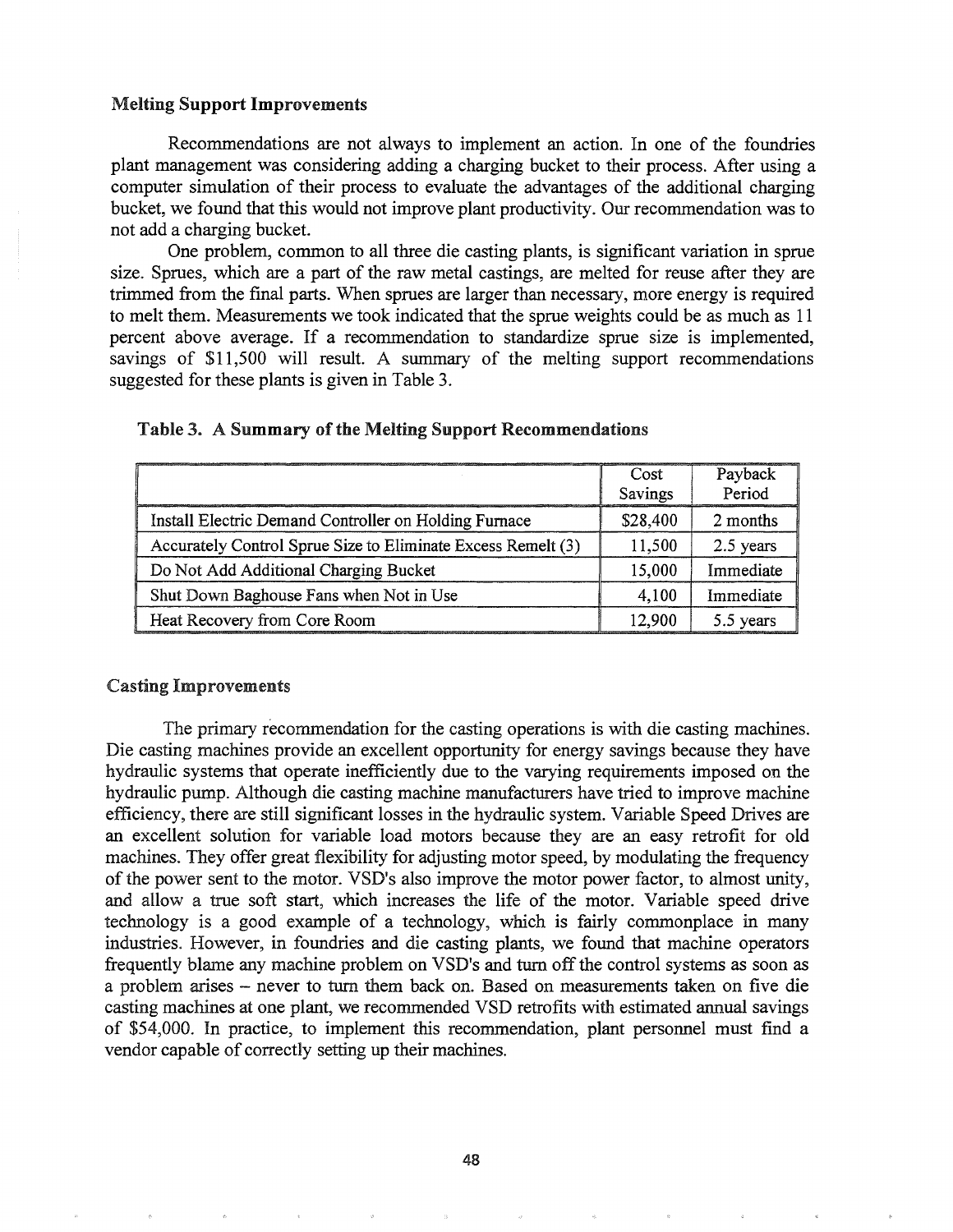### Melting Support Improvements

Recommendations are not always to implement an action. In one of the foundries plant management was considering adding a charging bucket to their process. After using a computer simulation of their process to evaluate the advantages of the additional charging bucket, we found that this would not improve plant productivity. Our recommendation was to not add a charging bucket.

One problem, common to all three die casting plants, is significant variation in sprue size. Sprues, which are a part of the raw metal castings, are melted for reuse after they are trimmed from the final parts. When sprues are larger than necessary, more energy is required to melt them. Measurements we took indicated that the sprue weights could be as much as 11 percent above average. If a recommendation to standardize sprue size is implemented, savings of $11,500 will result. A summary of the melting support recommendations suggested for these plants is given in Table 3.

**Table 3. A Summary of the Melting Support Recommendations**

| | Cost Savings | Payback Period |
|---|---|---|
| Install Electric Demand Controller on Holding Furnace | $28,400 | 2 months |
| Accurately Control Sprue Size to Eliminate Excess Remelt (3) | 11,500 | 2.5 years |
| Do Not Add Additional Charging Bucket | 15,000 | Immediate |
| Shut Down Baghouse Fans when Not in Use | 4,100 | Immediate |
| Heat Recovery from Core Room | 12,900 | 5.5 years |

### Casting Improvements

The primary recommendation for the casting operations is with die casting machines. Die casting machines provide an excellent opportunity for energy savings because they have hydraulic systems that operate inefficiently due to the varying requirements imposed on the hydraulic pump. Although die casting machine manufacturers have tried to improve machine efficiency, there are still significant losses in the hydraulic system. Variable Speed Drives are an excellent solution for variable load motors because they are an easy retrofit for old machines. They offer great flexibility for adjusting motor speed, by modulating the frequency of the power sent to the motor. VSD's also improve the motor power factor, to almost unity, and allow a true soft start, which increases the life of the motor. Variable speed drive technology is a good example of a technology, which is fairly commonplace in many industries. However, in foundries and die casting plants, we found that machine operators frequently blame any machine problem on VSD's and turn off the control systems as soon as a problem arises – never to turn them back on. Based on measurements taken on five die casting machines at one plant, we recommended VSD retrofits with estimated annual savings of $54,000. In practice, to implement this recommendation, plant personnel must find a vendor capable of correctly setting up their machines.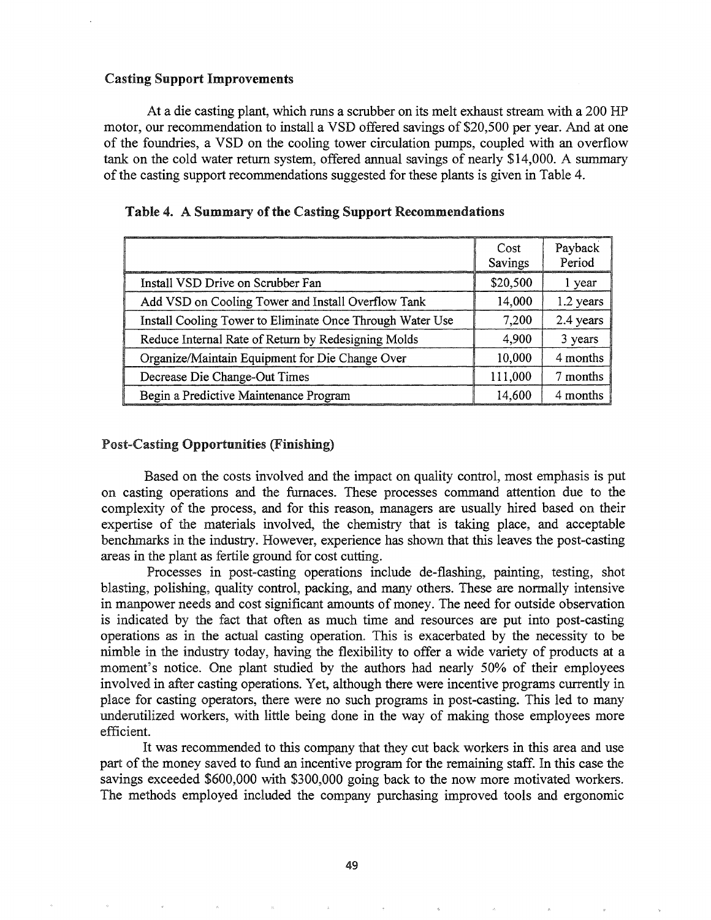### Casting Support Improvements

At a die casting plant, which runs a scrubber on its melt exhaust stream with a 200 HP motor, our recommendation to install a VSD offered savings of $20,500 per year. And at one of the foundries, a VSD on the cooling tower circulation pumps, coupled with an overflow tank on the cold water return system, offered annual savings of nearly $14,000. A summary of the casting support recommendations suggested for these plants is given in Table 4.

**Table 4. A Summary of the Casting Support Recommendations**

| | Cost Savings | Payback Period |
|---|---|---|
| Install VSD Drive on Scrubber Fan | $20,500 | 1 year |
| Add VSD on Cooling Tower and Install Overflow Tank | 14,000 | 1.2 years |
| Install Cooling Tower to Eliminate Once Through Water Use | 7,200 | 2.4 years |
| Reduce Internal Rate of Return by Redesigning Molds | 4,900 | 3 years |
| Organize/Maintain Equipment for Die Change Over | 10,000 | 4 months |
| Decrease Die Change-Out Times | 111,000 | 7 months |
| Begin a Predictive Maintenance Program | 14,600 | 4 months |

### Post-Casting Opportunities (Finishing)

Based on the costs involved and the impact on quality control, most emphasis is put on casting operations and the furnaces. These processes command attention due to the complexity of the process, and for this reason, managers are usually hired based on their expertise of the materials involved, the chemistry that is taking place, and acceptable benchmarks in the industry. However, experience has shown that this leaves the post-casting areas in the plant as fertile ground for cost cutting.

Processes in post-casting operations include de-flashing, painting, testing, shot blasting, polishing, quality control, packing, and many others. These are normally intensive in manpower needs and cost significant amounts of money. The need for outside observation is indicated by the fact that often as much time and resources are put into post-casting operations as in the actual casting operation. This is exacerbated by the necessity to be nimble in the industry today, having the flexibility to offer a wide variety of products at a moment's notice. One plant studied by the authors had nearly 50% of their employees involved in after casting operations. Yet, although there were incentive programs currently in place for casting operators, there were no such programs in post-casting. This led to many underutilized workers, with little being done in the way of making those employees more efficient.

It was recommended to this company that they cut back workers in this area and use part of the money saved to fund an incentive program for the remaining staff. In this case the savings exceeded $600,000 with $300,000 going back to the now more motivated workers. The methods employed included the company purchasing improved tools and ergonomic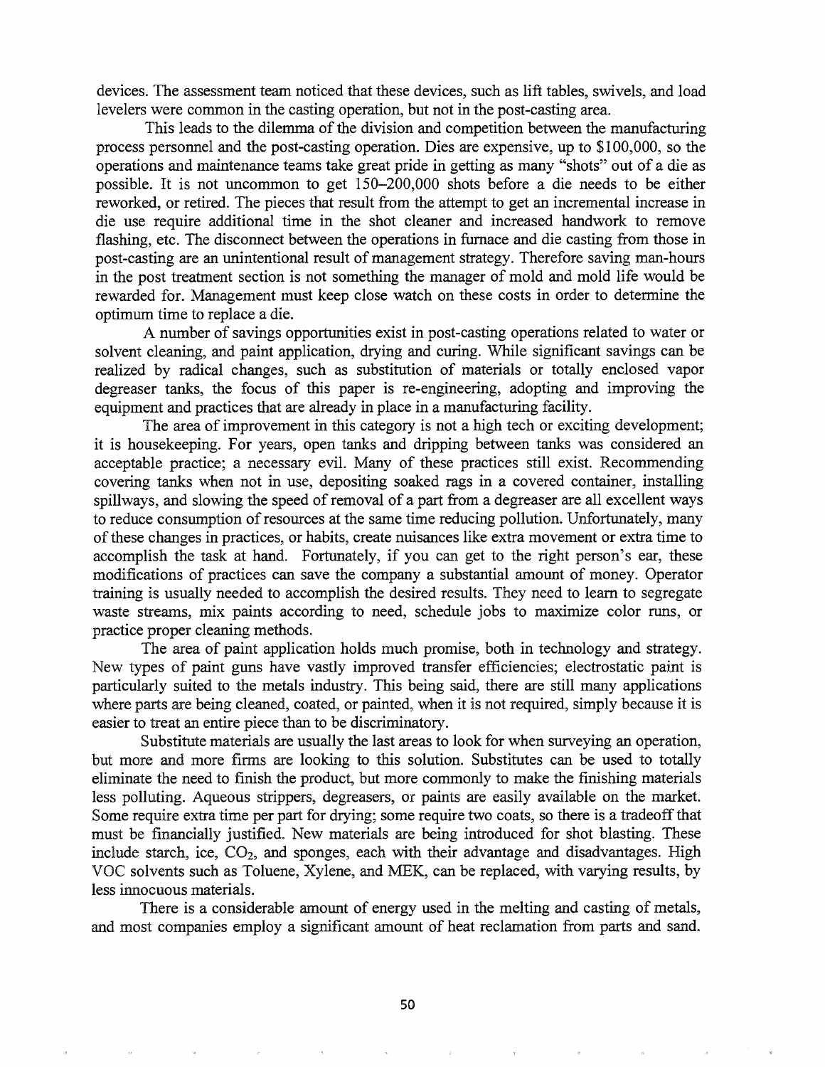devices. The assessment team noticed that these devices, such as lift tables, swivels, and load levelers were common in the casting operation, but not in the post-casting area.

This leads to the dilemma of the division and competition between the manufacturing process personnel and the post-casting operation. Dies are expensive, up to $100,000, so the operations and maintenance teams take great pride in getting as many "shots" out of a die as possible. It is not uncommon to get 150–200,000 shots before a die needs to be either reworked, or retired. The pieces that result from the attempt to get an incremental increase in die use require additional time in the shot cleaner and increased handwork to remove flashing, etc. The disconnect between the operations in furnace and die casting from those in post-casting are an unintentional result of management strategy. Therefore saving man-hours in the post treatment section is not something the manager of mold and mold life would be rewarded for. Management must keep close watch on these costs in order to determine the optimum time to replace a die.

A number of savings opportunities exist in post-casting operations related to water or solvent cleaning, and paint application, drying and curing. While significant savings can be realized by radical changes, such as substitution of materials or totally enclosed vapor degreaser tanks, the focus of this paper is re-engineering, adopting and improving the equipment and practices that are already in place in a manufacturing facility.

The area of improvement in this category is not a high tech or exciting development; it is housekeeping. For years, open tanks and dripping between tanks was considered an acceptable practice; a necessary evil. Many of these practices still exist. Recommending covering tanks when not in use, depositing soaked rags in a covered container, installing spillways, and slowing the speed of removal of a part from a degreaser are all excellent ways to reduce consumption of resources at the same time reducing pollution. Unfortunately, many of these changes in practices, or habits, create nuisances like extra movement or extra time to accomplish the task at hand. Fortunately, if you can get to the right person's ear, these modifications of practices can save the company a substantial amount of money. Operator training is usually needed to accomplish the desired results. They need to learn to segregate waste streams, mix paints according to need, schedule jobs to maximize color runs, or practice proper cleaning methods.

The area of paint application holds much promise, both in technology and strategy. New types of paint guns have vastly improved transfer efficiencies; electrostatic paint is particularly suited to the metals industry. This being said, there are still many applications where parts are being cleaned, coated, or painted, when it is not required, simply because it is easier to treat an entire piece than to be discriminatory.

Substitute materials are usually the last areas to look for when surveying an operation, but more and more firms are looking to this solution. Substitutes can be used to totally eliminate the need to finish the product, but more commonly to make the finishing materials less polluting. Aqueous strippers, degreasers, or paints are easily available on the market. Some require extra time per part for drying; some require two coats, so there is a tradeoff that must be financially justified. New materials are being introduced for shot blasting. These include starch, ice, $CO_2$, and sponges, each with their advantage and disadvantages. High VOC solvents such as Toluene, Xylene, and MEK, can be replaced, with varying results, by less innocuous materials.

There is a considerable amount of energy used in the melting and casting of metals, and most companies employ a significant amount of heat reclamation from parts and sand.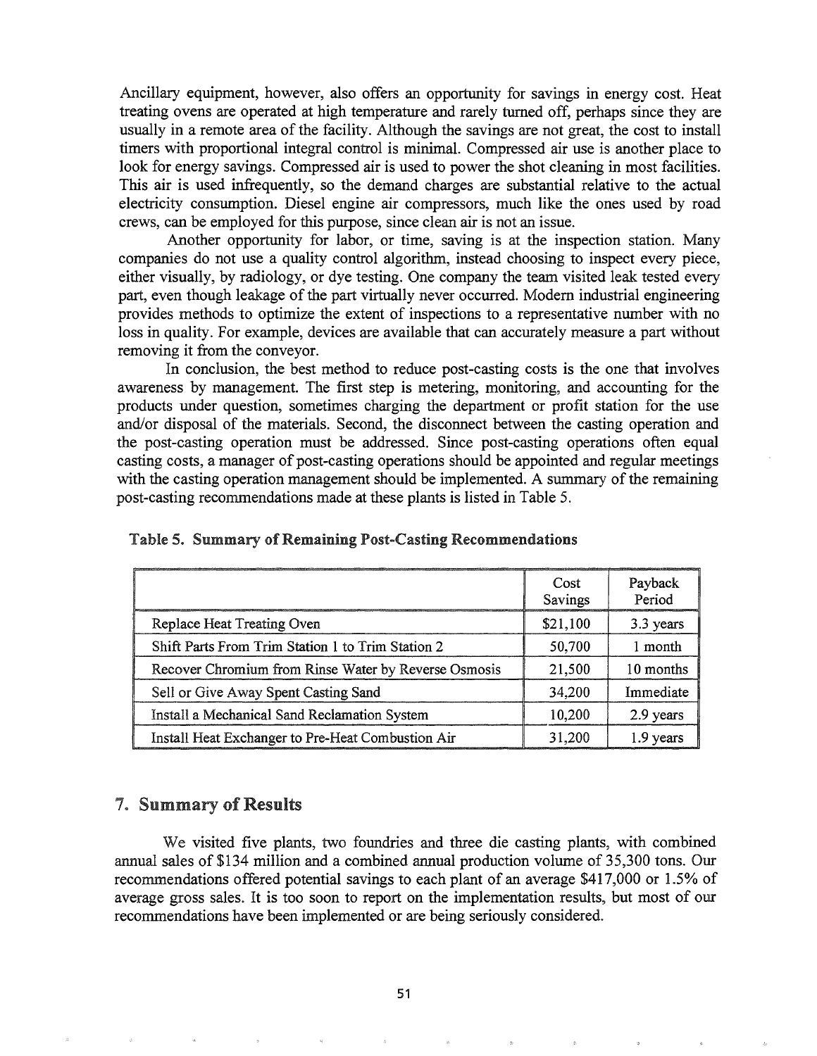Ancillary equipment, however, also offers an opportunity for savings in energy cost. Heat treating ovens are operated at high temperature and rarely turned off, perhaps since they are usually in a remote area of the facility. Although the savings are not great, the cost to install timers with proportional integral control is minimal. Compressed air use is another place to look for energy savings. Compressed air is used to power the shot cleaning in most facilities. This air is used infrequently, so the demand charges are substantial relative to the actual electricity consumption. Diesel engine air compressors, much like the ones used by road crews, can be employed for this purpose, since clean air is not an issue.

Another opportunity for labor, or time, saving is at the inspection station. Many companies do not use a quality control algorithm, instead choosing to inspect every piece, either visually, by radiology, or dye testing. One company the team visited leak tested every part, even though leakage of the part virtually never occurred. Modern industrial engineering provides methods to optimize the extent of inspections to a representative number with no loss in quality. For example, devices are available that can accurately measure a part without removing it from the conveyor.

In conclusion, the best method to reduce post-casting costs is the one that involves awareness by management. The first step is metering, monitoring, and accounting for the products under question, sometimes charging the department or profit station for the use and/or disposal of the materials. Second, the disconnect between the casting operation and the post-casting operation must be addressed. Since post-casting operations often equal casting costs, a manager of post-casting operations should be appointed and regular meetings with the casting operation management should be implemented. A summary of the remaining post-casting recommendations made at these plants is listed in Table 5.

**Table 5. Summary of Remaining Post-Casting Recommendations**

| | Cost Savings | Payback Period |
|---|---|---|
| Replace Heat Treating Oven | $21,100 | 3.3 years |
| Shift Parts From Trim Station 1 to Trim Station 2 | 50,700 | 1 month |
| Recover Chromium from Rinse Water by Reverse Osmosis | 21,500 | 10 months |
| Sell or Give Away Spent Casting Sand | 34,200 | Immediate |
| Install a Mechanical Sand Reclamation System | 10,200 | 2.9 years |
| Install Heat Exchanger to Pre-Heat Combustion Air | 31,200 | 1.9 years |

## 7. Summary of Results

We visited five plants, two foundries and three die casting plants, with combined annual sales of $134 million and a combined annual production volume of 35,300 tons. Our recommendations offered potential savings to each plant of an average $417,000 or 1.5% of average gross sales. It is too soon to report on the implementation results, but most of our recommendations have been implemented or are being seriously considered.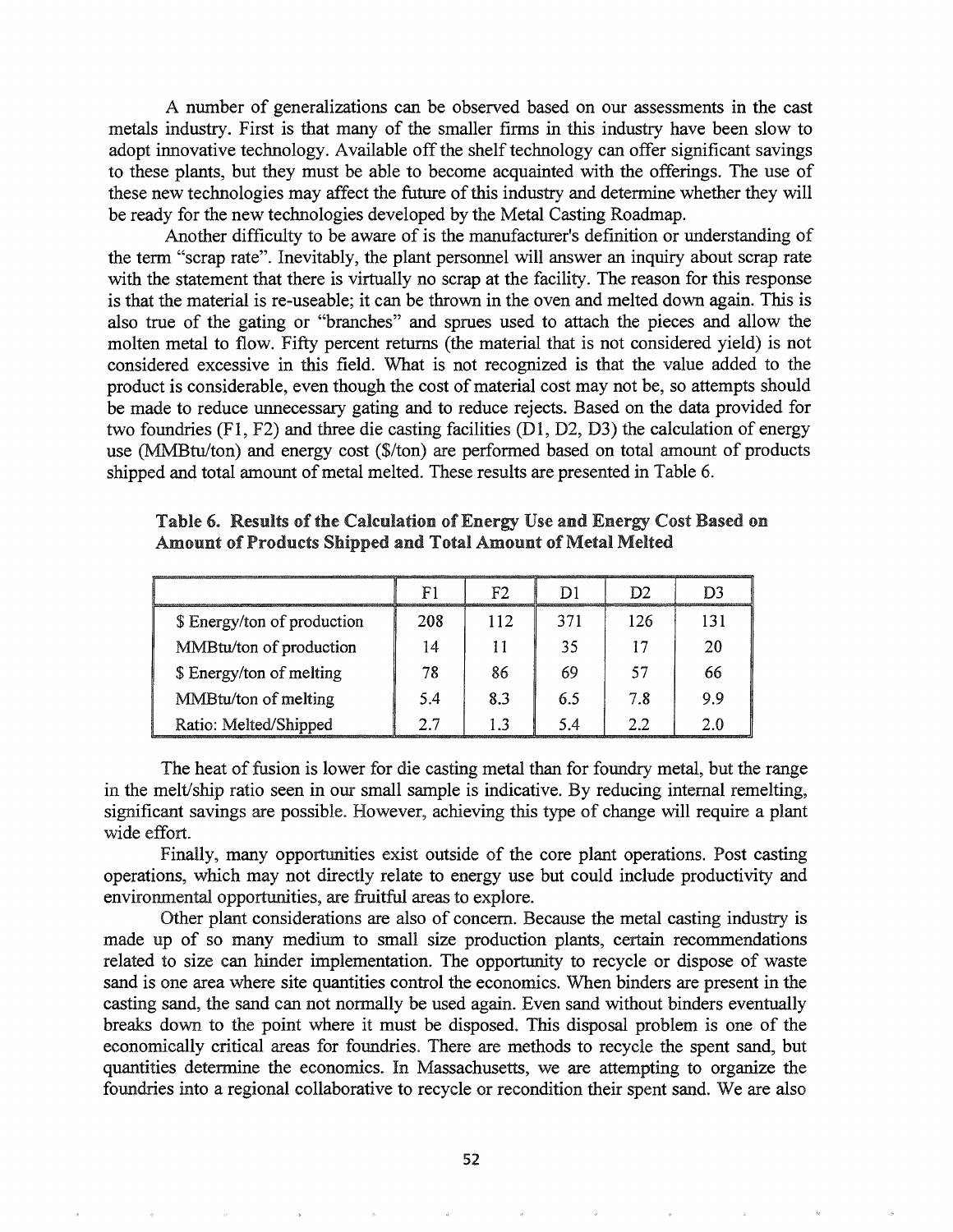A number of generalizations can be observed based on our assessments in the cast metals industry. First is that many of the smaller firms in this industry have been slow to adopt innovative technology. Available off the shelf technology can offer significant savings to these plants, but they must be able to become acquainted with the offerings. The use of these new technologies may affect the future of this industry and determine whether they will be ready for the new technologies developed by the Metal Casting Roadmap.

Another difficulty to be aware of is the manufacturer's definition or understanding of the term "scrap rate". Inevitably, the plant personnel will answer an inquiry about scrap rate with the statement that there is virtually no scrap at the facility. The reason for this response is that the material is re-useable; it can be thrown in the oven and melted down again. This is also true of the gating or "branches" and sprues used to attach the pieces and allow the molten metal to flow. Fifty percent returns (the material that is not considered yield) is not considered excessive in this field. What is not recognized is that the value added to the product is considerable, even though the cost of material cost may not be, so attempts should be made to reduce unnecessary gating and to reduce rejects. Based on the data provided for two foundries (F1, F2) and three die casting facilities (D1, D2, D3) the calculation of energy use (MMBtu/ton) and energy cost ($/ton) are performed based on total amount of products shipped and total amount of metal melted. These results are presented in Table 6.

**Table 6. Results of the Calculation of Energy Use and Energy Cost Based on Amount of Products Shipped and Total Amount of Metal Melted**

| | F1 | F2 | D1 | D2 | D3 |
|---|---|---|---|---|---|
| $ Energy/ton of production | 208 | 112 | 371 | 126 | 131 |
| MMBtu/ton of production | 14 | 11 | 35 | 17 | 20 |
| $ Energy/ton of melting | 78 | 86 | 69 | 57 | 66 |
| MMBtu/ton of melting | 5.4 | 8.3 | 6.5 | 7.8 | 9.9 |
| Ratio: Melted/Shipped | 2.7 | 1.3 | 5.4 | 2.2 | 2.0 |

The heat of fusion is lower for die casting metal than for foundry metal, but the range in the melt/ship ratio seen in our small sample is indicative. By reducing internal remelting, significant savings are possible. However, achieving this type of change will require a plant wide effort.

Finally, many opportunities exist outside of the core plant operations. Post casting operations, which may not directly relate to energy use but could include productivity and environmental opportunities, are fruitful areas to explore.

Other plant considerations are also of concern. Because the metal casting industry is made up of so many medium to small size production plants, certain recommendations related to size can hinder implementation. The opportunity to recycle or dispose of waste sand is one area where site quantities control the economics. When binders are present in the casting sand, the sand can not normally be used again. Even sand without binders eventually breaks down to the point where it must be disposed. This disposal problem is one of the economically critical areas for foundries. There are methods to recycle the spent sand, but quantities determine the economics. In Massachusetts, we are attempting to organize the foundries into a regional collaborative to recycle or recondition their spent sand. We are also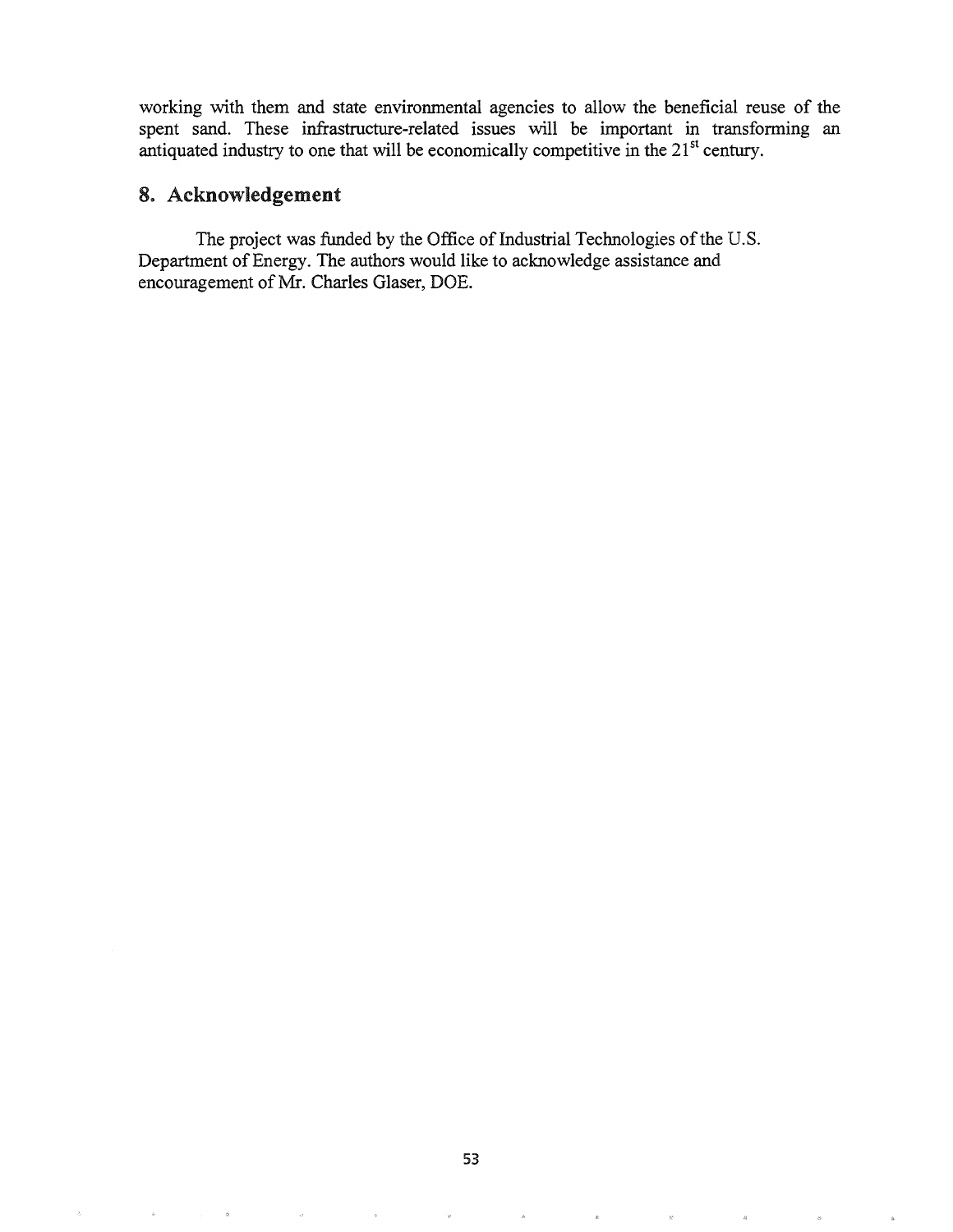working with them and state environmental agencies to allow the beneficial reuse of the spent sand. These infrastructure-related issues will be important in transforming an antiquated industry to one that will be economically competitive in the 21$^{st}$ century.

## 8. Acknowledgement

The project was funded by the Office of Industrial Technologies of the U.S. Department of Energy. The authors would like to acknowledge assistance and encouragement of Mr. Charles Glaser, DOE.